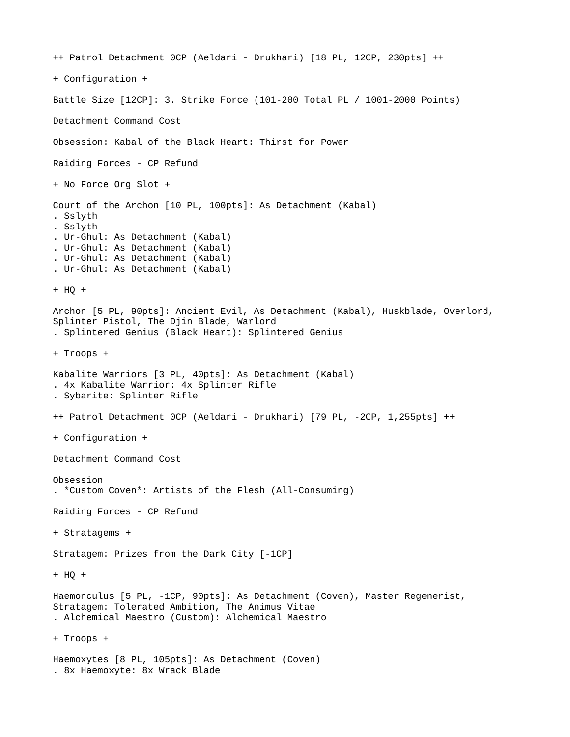++ Patrol Detachment 0CP (Aeldari - Drukhari) [18 PL, 12CP, 230pts] ++

+ Configuration +

Battle Size [12CP]: 3. Strike Force (101-200 Total PL / 1001-2000 Points)

Detachment Command Cost

Obsession: Kabal of the Black Heart: Thirst for Power

Raiding Forces - CP Refund

+ No Force Org Slot +

Court of the Archon [10 PL, 100pts]: As Detachment (Kabal)
. Sslyth
. Sslyth
. Ur-Ghul: As Detachment (Kabal)
. Ur-Ghul: As Detachment (Kabal)
. Ur-Ghul: As Detachment (Kabal)
. Ur-Ghul: As Detachment (Kabal)

+ HQ +

Archon [5 PL, 90pts]: Ancient Evil, As Detachment (Kabal), Huskblade, Overlord, Splinter Pistol, The Djin Blade, Warlord
. Splintered Genius (Black Heart): Splintered Genius

+ Troops +

Kabalite Warriors [3 PL, 40pts]: As Detachment (Kabal)
. 4x Kabalite Warrior: 4x Splinter Rifle
. Sybarite: Splinter Rifle

++ Patrol Detachment 0CP (Aeldari - Drukhari) [79 PL, -2CP, 1,255pts] ++

+ Configuration +

Detachment Command Cost

Obsession
. *Custom Coven*: Artists of the Flesh (All-Consuming)

Raiding Forces - CP Refund

+ Stratagems +

Stratagem: Prizes from the Dark City [-1CP]

+ HQ +

Haemonculus [5 PL, -1CP, 90pts]: As Detachment (Coven), Master Regenerist, Stratagem: Tolerated Ambition, The Animus Vitae
. Alchemical Maestro (Custom): Alchemical Maestro

+ Troops +

Haemoxytes [8 PL, 105pts]: As Detachment (Coven)
. 8x Haemoxyte: 8x Wrack Blade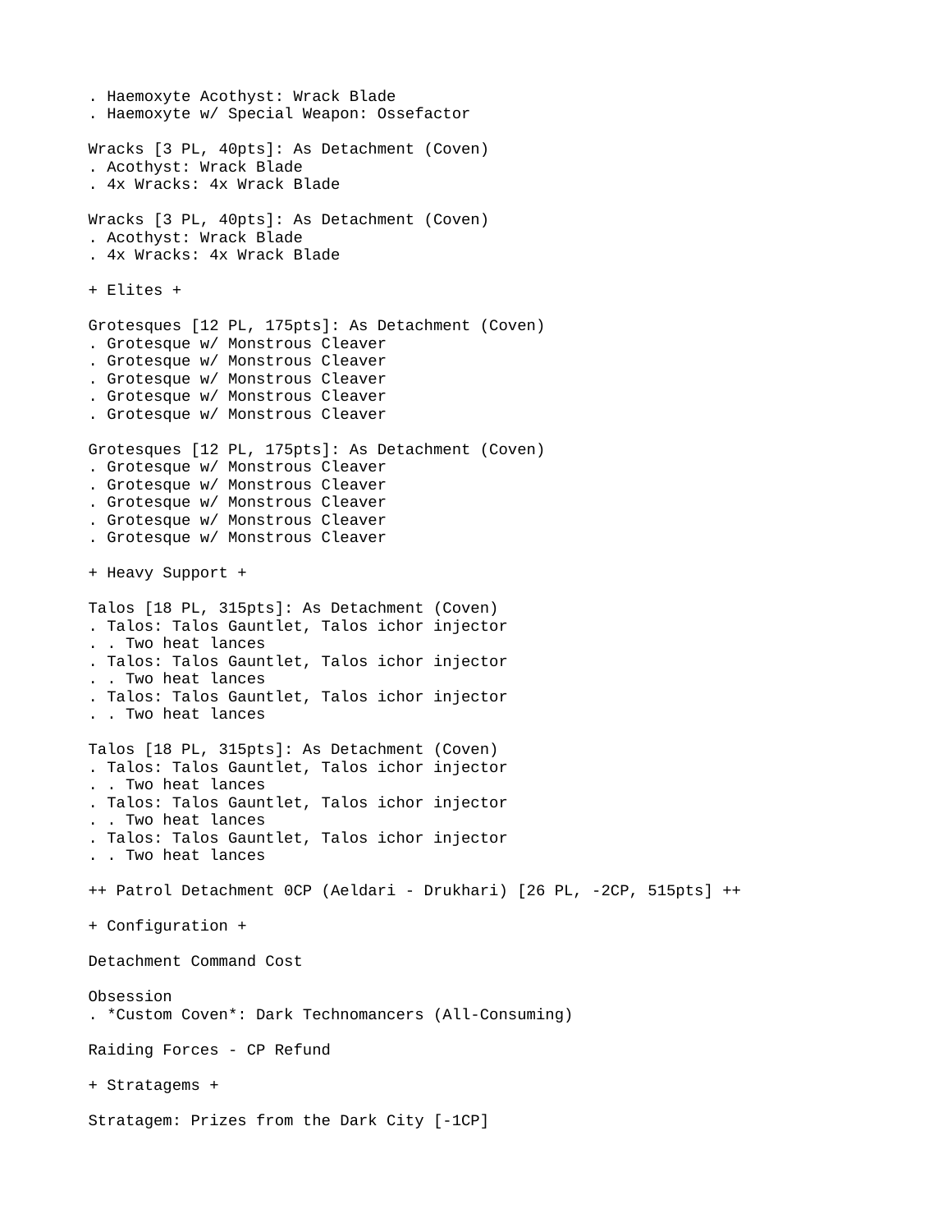. Haemoxyte Acothyst: Wrack Blade
. Haemoxyte w/ Special Weapon: Ossefactor

Wracks [3 PL, 40pts]: As Detachment (Coven)
. Acothyst: Wrack Blade
. 4x Wracks: 4x Wrack Blade

Wracks [3 PL, 40pts]: As Detachment (Coven)
. Acothyst: Wrack Blade
. 4x Wracks: 4x Wrack Blade

+ Elites +

Grotesques [12 PL, 175pts]: As Detachment (Coven)
. Grotesque w/ Monstrous Cleaver
. Grotesque w/ Monstrous Cleaver
. Grotesque w/ Monstrous Cleaver
. Grotesque w/ Monstrous Cleaver
. Grotesque w/ Monstrous Cleaver

Grotesques [12 PL, 175pts]: As Detachment (Coven)
. Grotesque w/ Monstrous Cleaver
. Grotesque w/ Monstrous Cleaver
. Grotesque w/ Monstrous Cleaver
. Grotesque w/ Monstrous Cleaver
. Grotesque w/ Monstrous Cleaver

+ Heavy Support +

Talos [18 PL, 315pts]: As Detachment (Coven)
. Talos: Talos Gauntlet, Talos ichor injector
. . Two heat lances
. Talos: Talos Gauntlet, Talos ichor injector
. . Two heat lances
. Talos: Talos Gauntlet, Talos ichor injector
. . Two heat lances

Talos [18 PL, 315pts]: As Detachment (Coven)
. Talos: Talos Gauntlet, Talos ichor injector
. . Two heat lances
. Talos: Talos Gauntlet, Talos ichor injector
. . Two heat lances
. Talos: Talos Gauntlet, Talos ichor injector
. . Two heat lances

++ Patrol Detachment 0CP (Aeldari - Drukhari) [26 PL, -2CP, 515pts] ++

+ Configuration +

Detachment Command Cost

Obsession
. *Custom Coven*: Dark Technomancers (All-Consuming)

Raiding Forces - CP Refund

+ Stratagems +

Stratagem: Prizes from the Dark City [-1CP]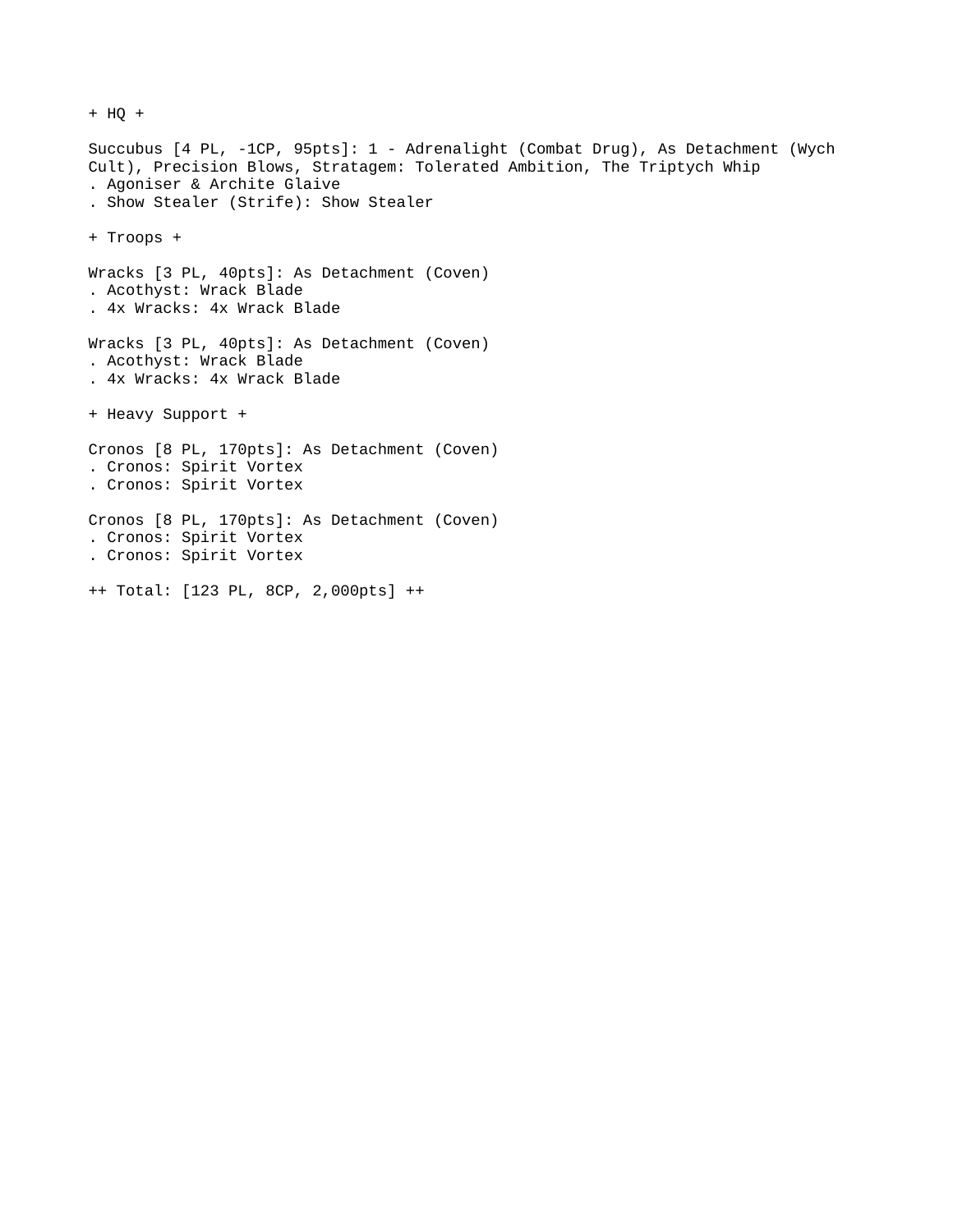+ HQ +

Succubus [4 PL, -1CP, 95pts]: 1 - Adrenalight (Combat Drug), As Detachment (Wych Cult), Precision Blows, Stratagem: Tolerated Ambition, The Triptych Whip
. Agoniser & Archite Glaive
. Show Stealer (Strife): Show Stealer

+ Troops +

Wracks [3 PL, 40pts]: As Detachment (Coven)
. Acothyst: Wrack Blade
. 4x Wracks: 4x Wrack Blade

Wracks [3 PL, 40pts]: As Detachment (Coven)
. Acothyst: Wrack Blade
. 4x Wracks: 4x Wrack Blade

+ Heavy Support +

Cronos [8 PL, 170pts]: As Detachment (Coven)
. Cronos: Spirit Vortex
. Cronos: Spirit Vortex

Cronos [8 PL, 170pts]: As Detachment (Coven)
. Cronos: Spirit Vortex
. Cronos: Spirit Vortex

++ Total: [123 PL, 8CP, 2,000pts] ++